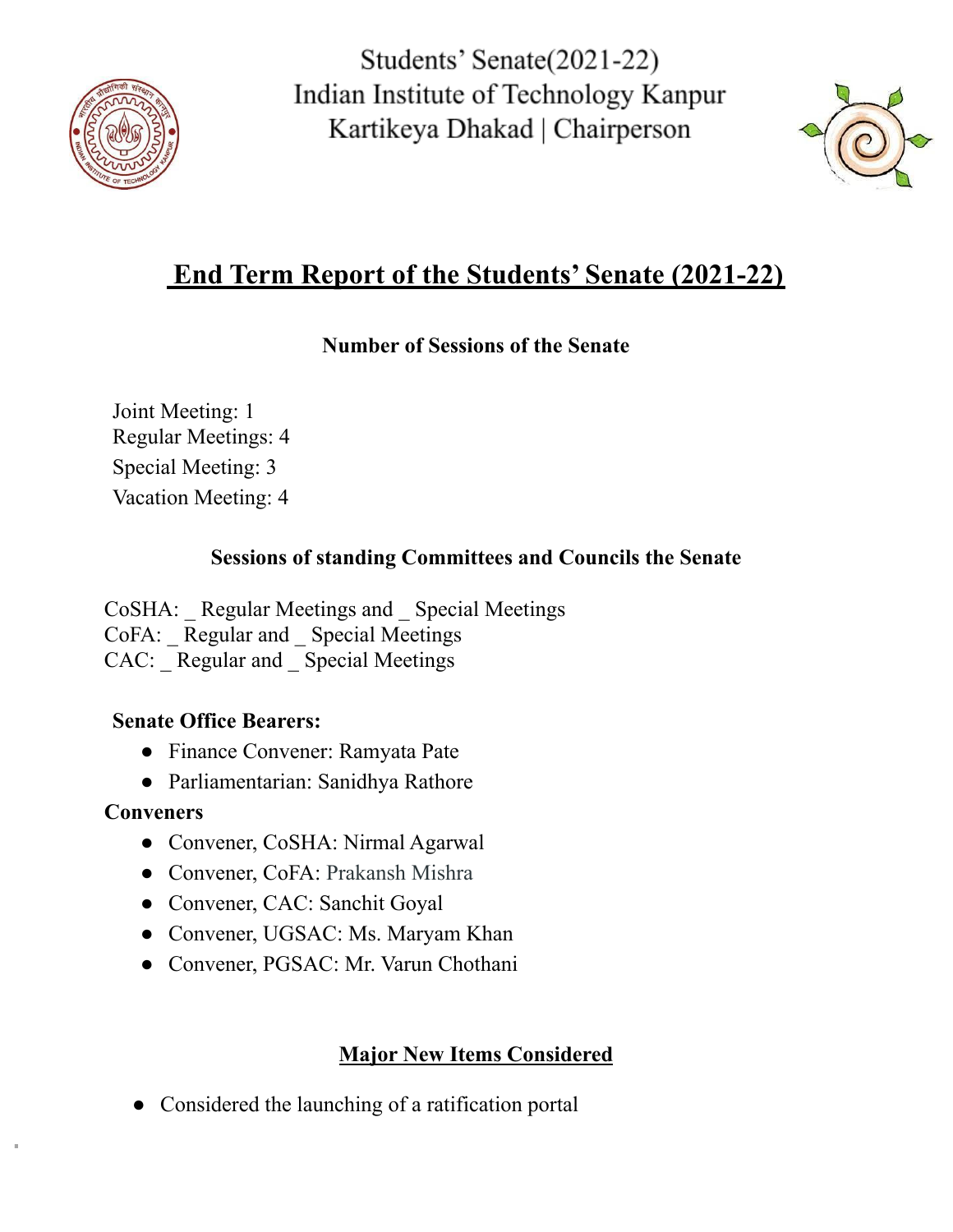Students' Senate(2021-22)
Indian Institute of Technology Kanpur
Kartikeya Dhakad | Chairperson

# End Term Report of the Students' Senate (2021-22)

### Number of Sessions of the Senate

Joint Meeting: 1
Regular Meetings: 4
Special Meeting: 3
Vacation Meeting: 4

### Sessions of standing Committees and Councils the Senate

CoSHA: _ Regular Meetings and _ Special Meetings
CoFA: _ Regular and _ Special Meetings
CAC: _ Regular and _ Special Meetings

**Senate Office Bearers:**

- Finance Convener: Ramyata Pate
- Parliamentarian: Sanidhya Rathore

**Conveners**

- Convener, CoSHA: Nirmal Agarwal
- Convener, CoFA: Prakansh Mishra
- Convener, CAC: Sanchit Goyal
- Convener, UGSAC: Ms. Maryam Khan
- Convener, PGSAC: Mr. Varun Chothani

### Major New Items Considered

- Considered the launching of a ratification portal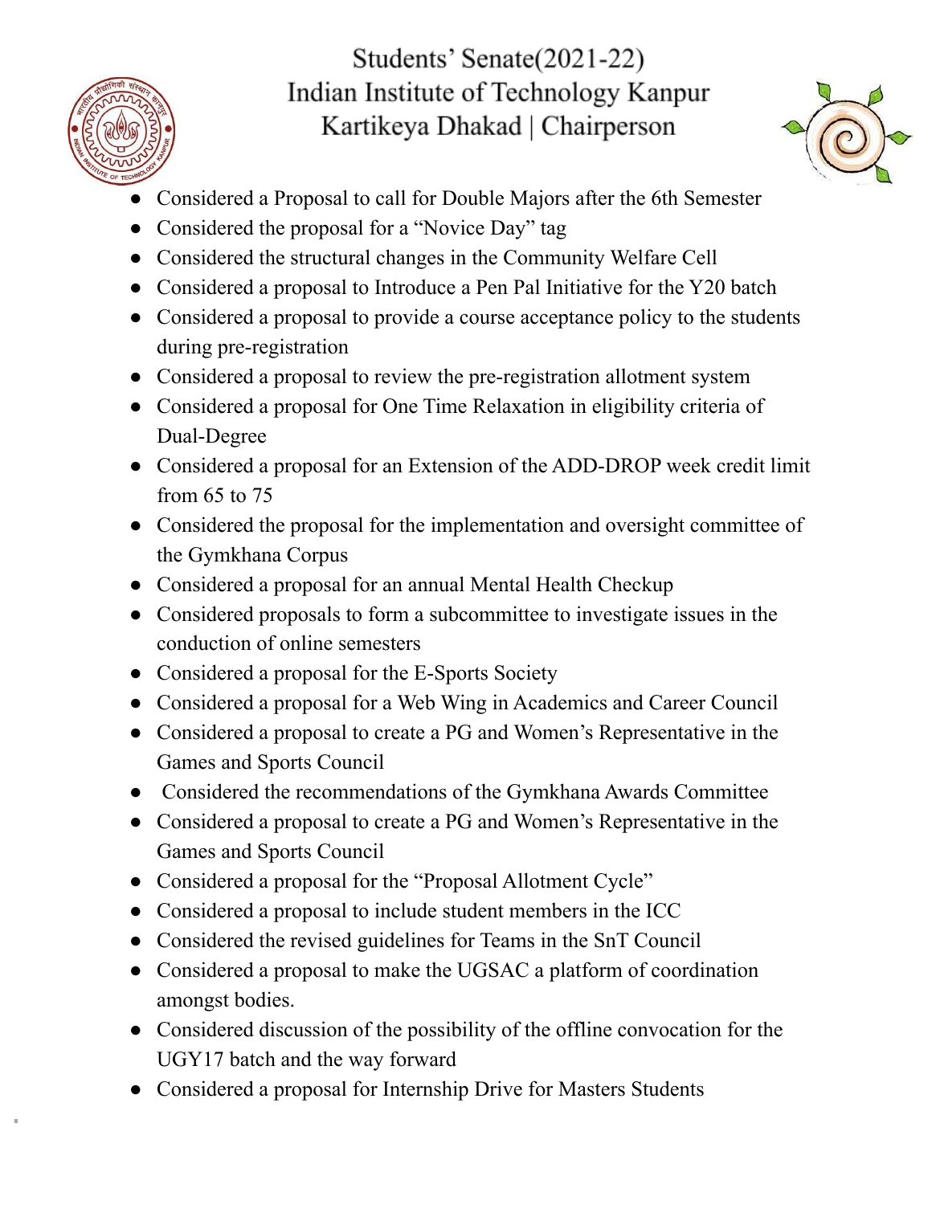- Considered a Proposal to call for Double Majors after the 6th Semester
- Considered the proposal for a "Novice Day" tag
- Considered the structural changes in the Community Welfare Cell
- Considered a proposal to Introduce a Pen Pal Initiative for the Y20 batch
- Considered a proposal to provide a course acceptance policy to the students during pre-registration
- Considered a proposal to review the pre-registration allotment system
- Considered a proposal for One Time Relaxation in eligibility criteria of Dual-Degree
- Considered a proposal for an Extension of the ADD-DROP week credit limit from 65 to 75
- Considered the proposal for the implementation and oversight committee of the Gymkhana Corpus
- Considered a proposal for an annual Mental Health Checkup
- Considered proposals to form a subcommittee to investigate issues in the conduction of online semesters
- Considered a proposal for the E-Sports Society
- Considered a proposal for a Web Wing in Academics and Career Council
- Considered a proposal to create a PG and Women's Representative in the Games and Sports Council
- Considered the recommendations of the Gymkhana Awards Committee
- Considered a proposal to create a PG and Women's Representative in the Games and Sports Council
- Considered a proposal for the "Proposal Allotment Cycle"
- Considered a proposal to include student members in the ICC
- Considered the revised guidelines for Teams in the SnT Council
- Considered a proposal to make the UGSAC a platform of coordination amongst bodies.
- Considered discussion of the possibility of the offline convocation for the UGY17 batch and the way forward
- Considered a proposal for Internship Drive for Masters Students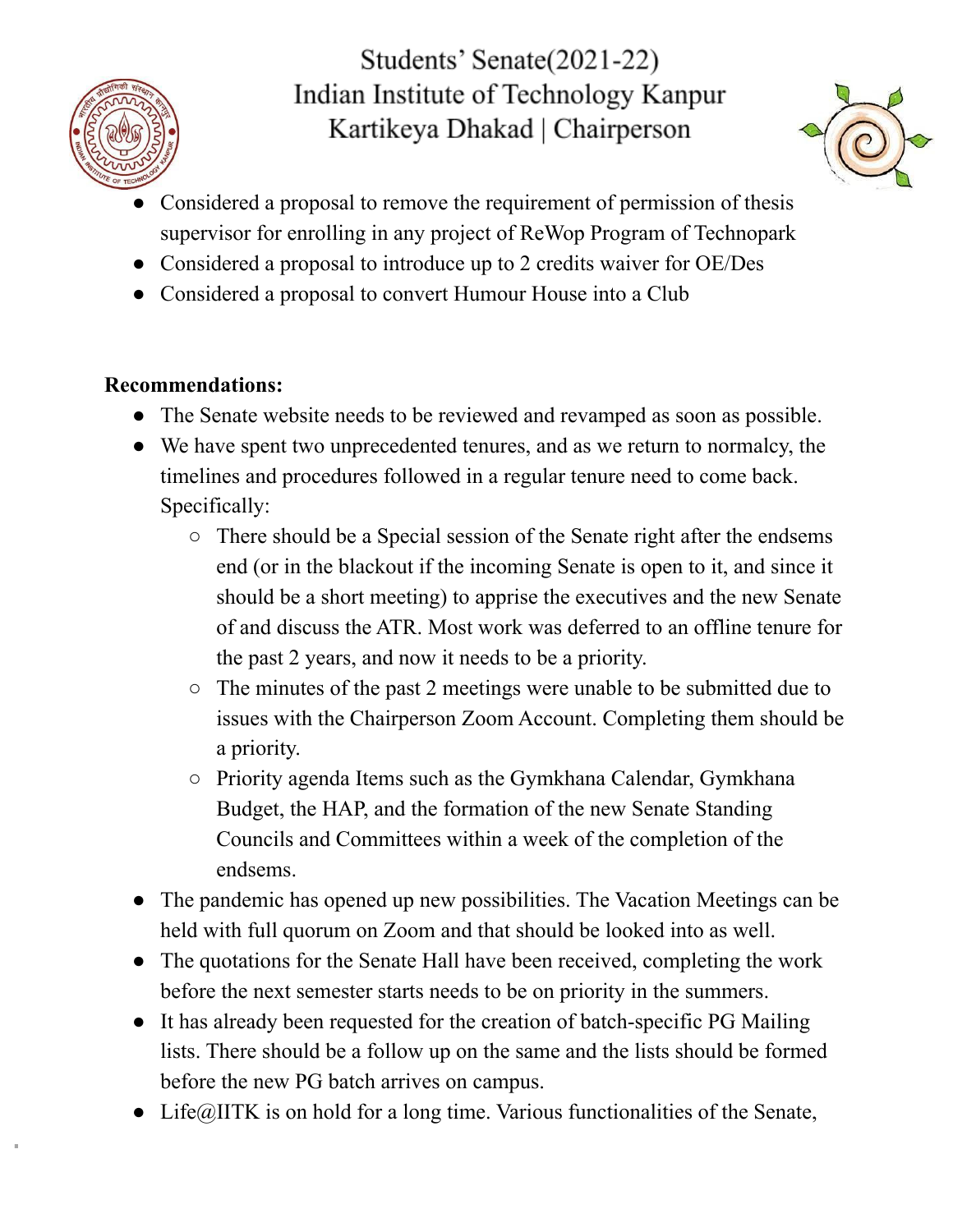- Considered a proposal to remove the requirement of permission of thesis supervisor for enrolling in any project of ReWop Program of Technopark
- Considered a proposal to introduce up to 2 credits waiver for OE/Des
- Considered a proposal to convert Humour House into a Club

**Recommendations:**

- The Senate website needs to be reviewed and revamped as soon as possible.
- We have spent two unprecedented tenures, and as we return to normalcy, the timelines and procedures followed in a regular tenure need to come back. Specifically:
  - There should be a Special session of the Senate right after the endsems end (or in the blackout if the incoming Senate is open to it, and since it should be a short meeting) to apprise the executives and the new Senate of and discuss the ATR. Most work was deferred to an offline tenure for the past 2 years, and now it needs to be a priority.
  - The minutes of the past 2 meetings were unable to be submitted due to issues with the Chairperson Zoom Account. Completing them should be a priority.
  - Priority agenda Items such as the Gymkhana Calendar, Gymkhana Budget, the HAP, and the formation of the new Senate Standing Councils and Committees within a week of the completion of the endsems.
- The pandemic has opened up new possibilities. The Vacation Meetings can be held with full quorum on Zoom and that should be looked into as well.
- The quotations for the Senate Hall have been received, completing the work before the next semester starts needs to be on priority in the summers.
- It has already been requested for the creation of batch-specific PG Mailing lists. There should be a follow up on the same and the lists should be formed before the new PG batch arrives on campus.
- Life@IITK is on hold for a long time. Various functionalities of the Senate,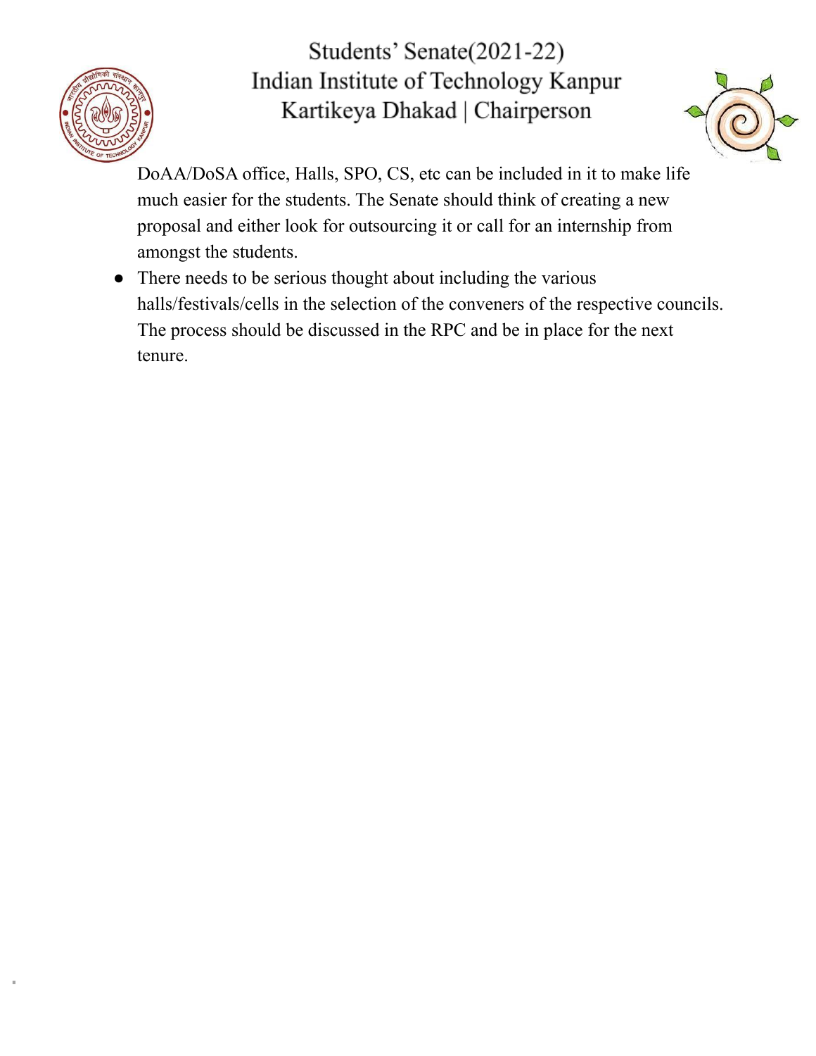DoAA/DoSA office, Halls, SPO, CS, etc can be included in it to make life much easier for the students. The Senate should think of creating a new proposal and either look for outsourcing it or call for an internship from amongst the students.

- There needs to be serious thought about including the various halls/festivals/cells in the selection of the conveners of the respective councils. The process should be discussed in the RPC and be in place for the next tenure.